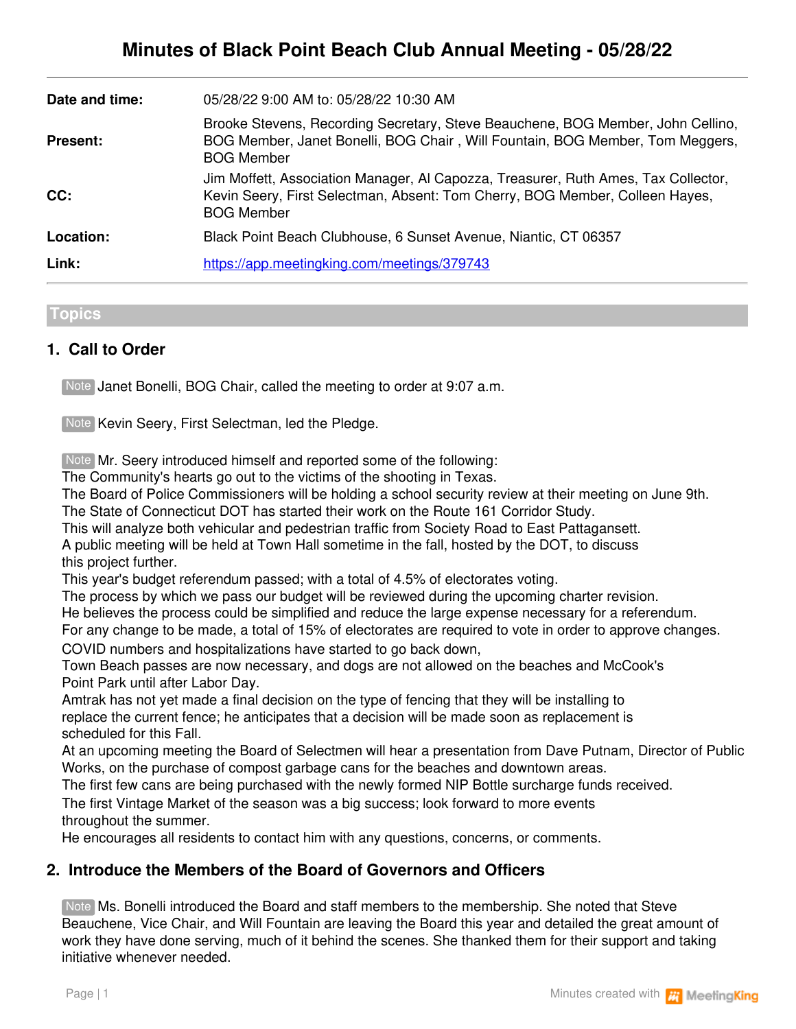# Minutes of Black Point Beach Club Annual Meeting - 05/28/22

| | |
|---|---|
| **Date and time:** | 05/28/22 9:00 AM to: 05/28/22 10:30 AM |
| **Present:** | Brooke Stevens, Recording Secretary, Steve Beauchene, BOG Member, John Cellino, BOG Member, Janet Bonelli, BOG Chair , Will Fountain, BOG Member, Tom Meggers, BOG Member |
| **CC:** | Jim Moffett, Association Manager, Al Capozza, Treasurer, Ruth Ames, Tax Collector, Kevin Seery, First Selectman, Absent: Tom Cherry, BOG Member, Colleen Hayes, BOG Member |
| **Location:** | Black Point Beach Clubhouse, 6 Sunset Avenue, Niantic, CT 06357 |
| **Link:** | https://app.meetingking.com/meetings/379743 |

## Topics

### 1. Call to Order

Note Janet Bonelli, BOG Chair, called the meeting to order at 9:07 a.m.

Note Kevin Seery, First Selectman, led the Pledge.

Note Mr. Seery introduced himself and reported some of the following:
The Community's hearts go out to the victims of the shooting in Texas.
The Board of Police Commissioners will be holding a school security review at their meeting on June 9th.
The State of Connecticut DOT has started their work on the Route 161 Corridor Study.
This will analyze both vehicular and pedestrian traffic from Society Road to East Pattagansett.
A public meeting will be held at Town Hall sometime in the fall, hosted by the DOT, to discuss this project further.
This year's budget referendum passed; with a total of 4.5% of electorates voting.
The process by which we pass our budget will be reviewed during the upcoming charter revision.
He believes the process could be simplified and reduce the large expense necessary for a referendum.
For any change to be made, a total of 15% of electorates are required to vote in order to approve changes.
COVID numbers and hospitalizations have started to go back down,
Town Beach passes are now necessary, and dogs are not allowed on the beaches and McCook's Point Park until after Labor Day.
Amtrak has not yet made a final decision on the type of fencing that they will be installing to replace the current fence; he anticipates that a decision will be made soon as replacement is scheduled for this Fall.
At an upcoming meeting the Board of Selectmen will hear a presentation from Dave Putnam, Director of Public Works, on the purchase of compost garbage cans for the beaches and downtown areas.
The first few cans are being purchased with the newly formed NIP Bottle surcharge funds received.
The first Vintage Market of the season was a big success; look forward to more events throughout the summer.
He encourages all residents to contact him with any questions, concerns, or comments.

### 2. Introduce the Members of the Board of Governors and Officers

Note Ms. Bonelli introduced the Board and staff members to the membership. She noted that Steve Beauchene, Vice Chair, and Will Fountain are leaving the Board this year and detailed the great amount of work they have done serving, much of it behind the scenes. She thanked them for their support and taking initiative whenever needed.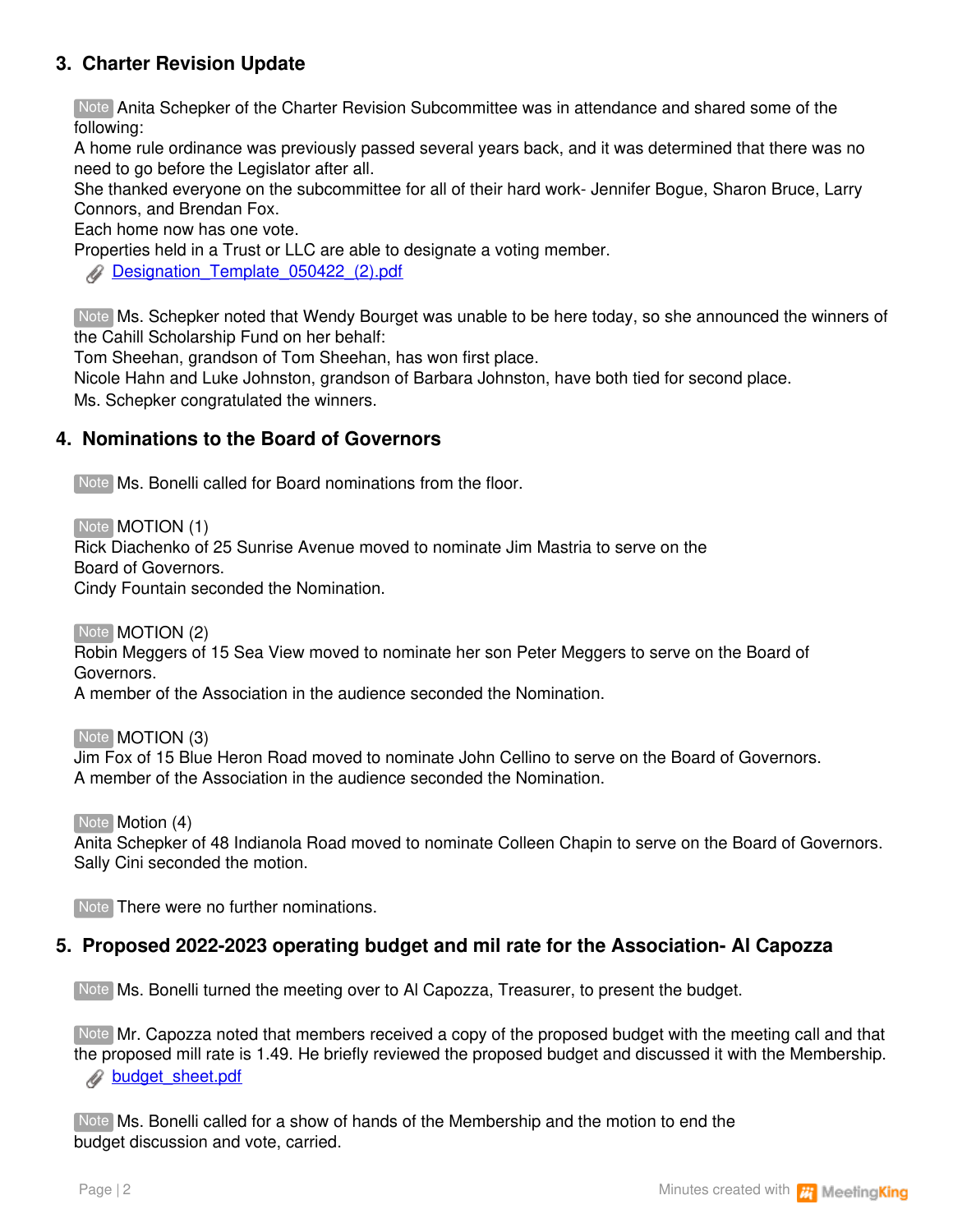## 3. Charter Revision Update

Note Anita Schepker of the Charter Revision Subcommittee was in attendance and shared some of the following:
A home rule ordinance was previously passed several years back, and it was determined that there was no need to go before the Legislator after all.
She thanked everyone on the subcommittee for all of their hard work- Jennifer Bogue, Sharon Bruce, Larry Connors, and Brendan Fox.
Each home now has one vote.
Properties held in a Trust or LLC are able to designate a voting member.

Designation_Template_050422_(2).pdf

Note Ms. Schepker noted that Wendy Bourget was unable to be here today, so she announced the winners of the Cahill Scholarship Fund on her behalf:
Tom Sheehan, grandson of Tom Sheehan, has won first place.
Nicole Hahn and Luke Johnston, grandson of Barbara Johnston, have both tied for second place.
Ms. Schepker congratulated the winners.

## 4. Nominations to the Board of Governors

Note Ms. Bonelli called for Board nominations from the floor.

Note MOTION (1)
Rick Diachenko of 25 Sunrise Avenue moved to nominate Jim Mastria to serve on the Board of Governors.
Cindy Fountain seconded the Nomination.

Note MOTION (2)
Robin Meggers of 15 Sea View moved to nominate her son Peter Meggers to serve on the Board of Governors.
A member of the Association in the audience seconded the Nomination.

Note MOTION (3)
Jim Fox of 15 Blue Heron Road moved to nominate John Cellino to serve on the Board of Governors.
A member of the Association in the audience seconded the Nomination.

Note Motion (4)
Anita Schepker of 48 Indianola Road moved to nominate Colleen Chapin to serve on the Board of Governors.
Sally Cini seconded the motion.

Note There were no further nominations.

## 5. Proposed 2022-2023 operating budget and mil rate for the Association- Al Capozza

Note Ms. Bonelli turned the meeting over to Al Capozza, Treasurer, to present the budget.

Note Mr. Capozza noted that members received a copy of the proposed budget with the meeting call and that the proposed mill rate is 1.49. He briefly reviewed the proposed budget and discussed it with the Membership.

budget_sheet.pdf

Note Ms. Bonelli called for a show of hands of the Membership and the motion to end the budget discussion and vote, carried.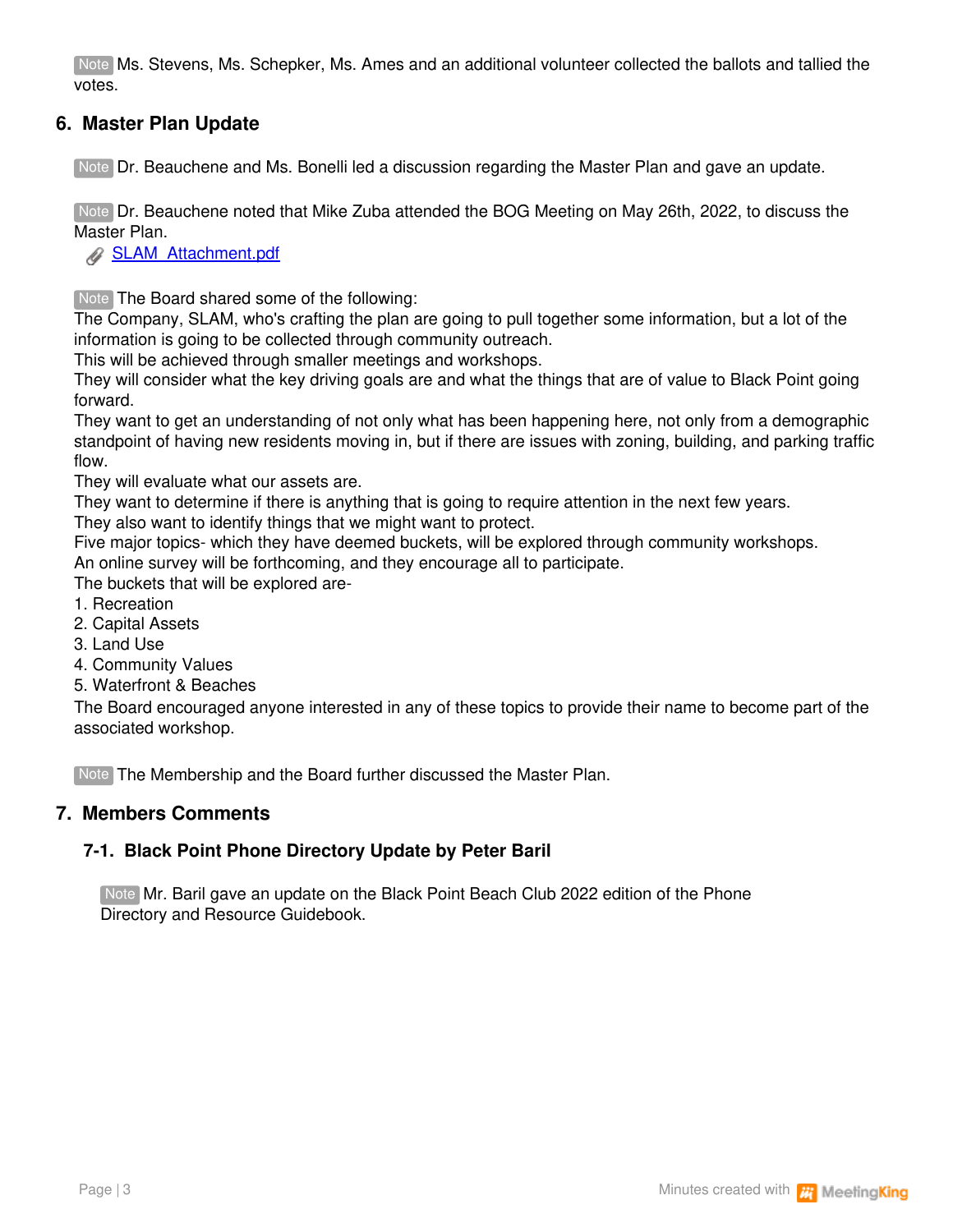Note Ms. Stevens, Ms. Schepker, Ms. Ames and an additional volunteer collected the ballots and tallied the votes.

## 6. Master Plan Update

Note Dr. Beauchene and Ms. Bonelli led a discussion regarding the Master Plan and gave an update.

Note Dr. Beauchene noted that Mike Zuba attended the BOG Meeting on May 26th, 2022, to discuss the Master Plan.

SLAM_Attachment.pdf

Note The Board shared some of the following:
The Company, SLAM, who's crafting the plan are going to pull together some information, but a lot of the information is going to be collected through community outreach.
This will be achieved through smaller meetings and workshops.
They will consider what the key driving goals are and what the things that are of value to Black Point going forward.
They want to get an understanding of not only what has been happening here, not only from a demographic standpoint of having new residents moving in, but if there are issues with zoning, building, and parking traffic flow.
They will evaluate what our assets are.
They want to determine if there is anything that is going to require attention in the next few years.
They also want to identify things that we might want to protect.
Five major topics- which they have deemed buckets, will be explored through community workshops.
An online survey will be forthcoming, and they encourage all to participate.
The buckets that will be explored are-

1. Recreation
2. Capital Assets
3. Land Use
4. Community Values
5. Waterfront & Beaches

The Board encouraged anyone interested in any of these topics to provide their name to become part of the associated workshop.

Note The Membership and the Board further discussed the Master Plan.

## 7. Members Comments

### 7-1. Black Point Phone Directory Update by Peter Baril

Note Mr. Baril gave an update on the Black Point Beach Club 2022 edition of the Phone Directory and Resource Guidebook.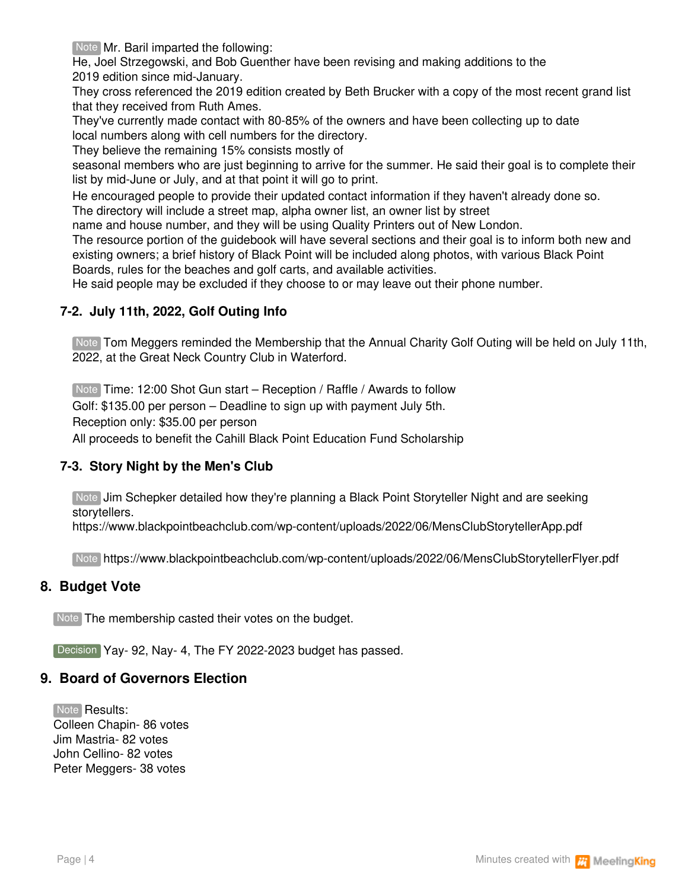Note Mr. Baril imparted the following:
He, Joel Strzegowski, and Bob Guenther have been revising and making additions to the 2019 edition since mid-January.
They cross referenced the 2019 edition created by Beth Brucker with a copy of the most recent grand list that they received from Ruth Ames.
They've currently made contact with 80-85% of the owners and have been collecting up to date local numbers along with cell numbers for the directory.
They believe the remaining 15% consists mostly of seasonal members who are just beginning to arrive for the summer. He said their goal is to complete their list by mid-June or July, and at that point it will go to print.
He encouraged people to provide their updated contact information if they haven't already done so.
The directory will include a street map, alpha owner list, an owner list by street name and house number, and they will be using Quality Printers out of New London.
The resource portion of the guidebook will have several sections and their goal is to inform both new and existing owners; a brief history of Black Point will be included along photos, with various Black Point Boards, rules for the beaches and golf carts, and available activities.
He said people may be excluded if they choose to or may leave out their phone number.

### 7-2. July 11th, 2022, Golf Outing Info

Note Tom Meggers reminded the Membership that the Annual Charity Golf Outing will be held on July 11th, 2022, at the Great Neck Country Club in Waterford.

Note Time: 12:00 Shot Gun start – Reception / Raffle / Awards to follow
Golf: $135.00 per person – Deadline to sign up with payment July 5th.
Reception only: $35.00 per person
All proceeds to benefit the Cahill Black Point Education Fund Scholarship

### 7-3. Story Night by the Men's Club

Note Jim Schepker detailed how they're planning a Black Point Storyteller Night and are seeking storytellers.
https://www.blackpointbeachclub.com/wp-content/uploads/2022/06/MensClubStorytellerApp.pdf

Note https://www.blackpointbeachclub.com/wp-content/uploads/2022/06/MensClubStorytellerFlyer.pdf

## 8. Budget Vote

Note The membership casted their votes on the budget.

Decision Yay- 92, Nay- 4, The FY 2022-2023 budget has passed.

## 9. Board of Governors Election

Note Results:
Colleen Chapin- 86 votes
Jim Mastria- 82 votes
John Cellino- 82 votes
Peter Meggers- 38 votes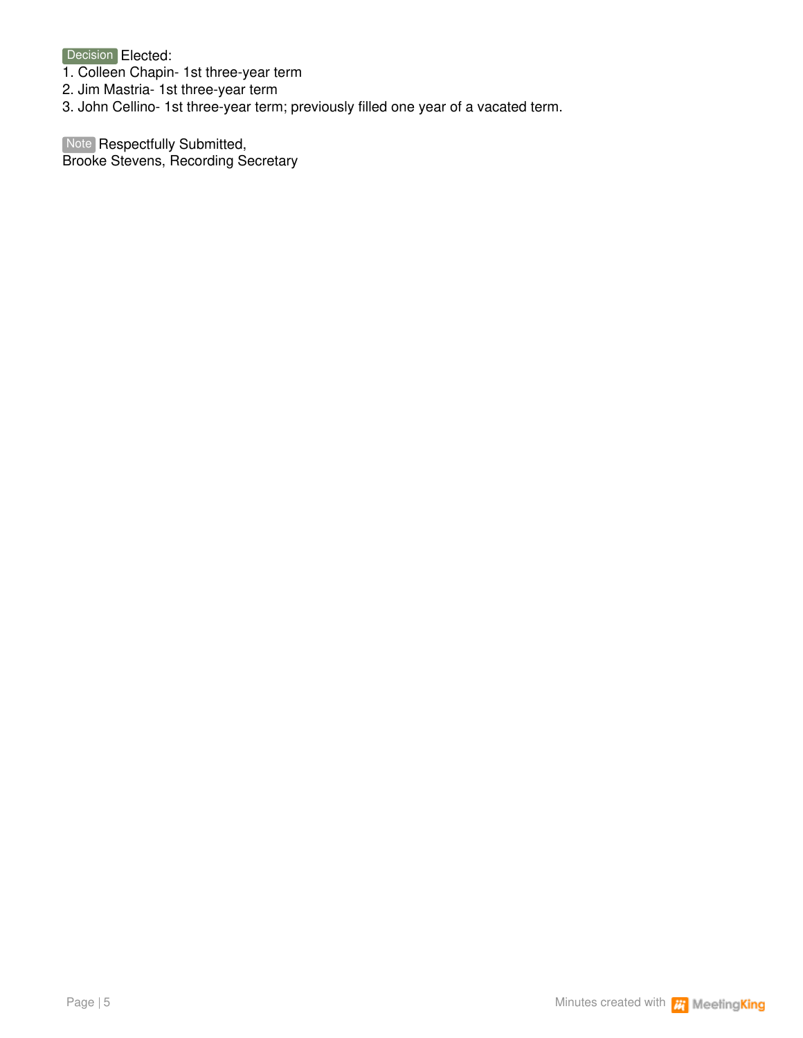Decision Elected:
1. Colleen Chapin- 1st three-year term
2. Jim Mastria- 1st three-year term
3. John Cellino- 1st three-year term; previously filled one year of a vacated term.

Note Respectfully Submitted,
Brooke Stevens, Recording Secretary